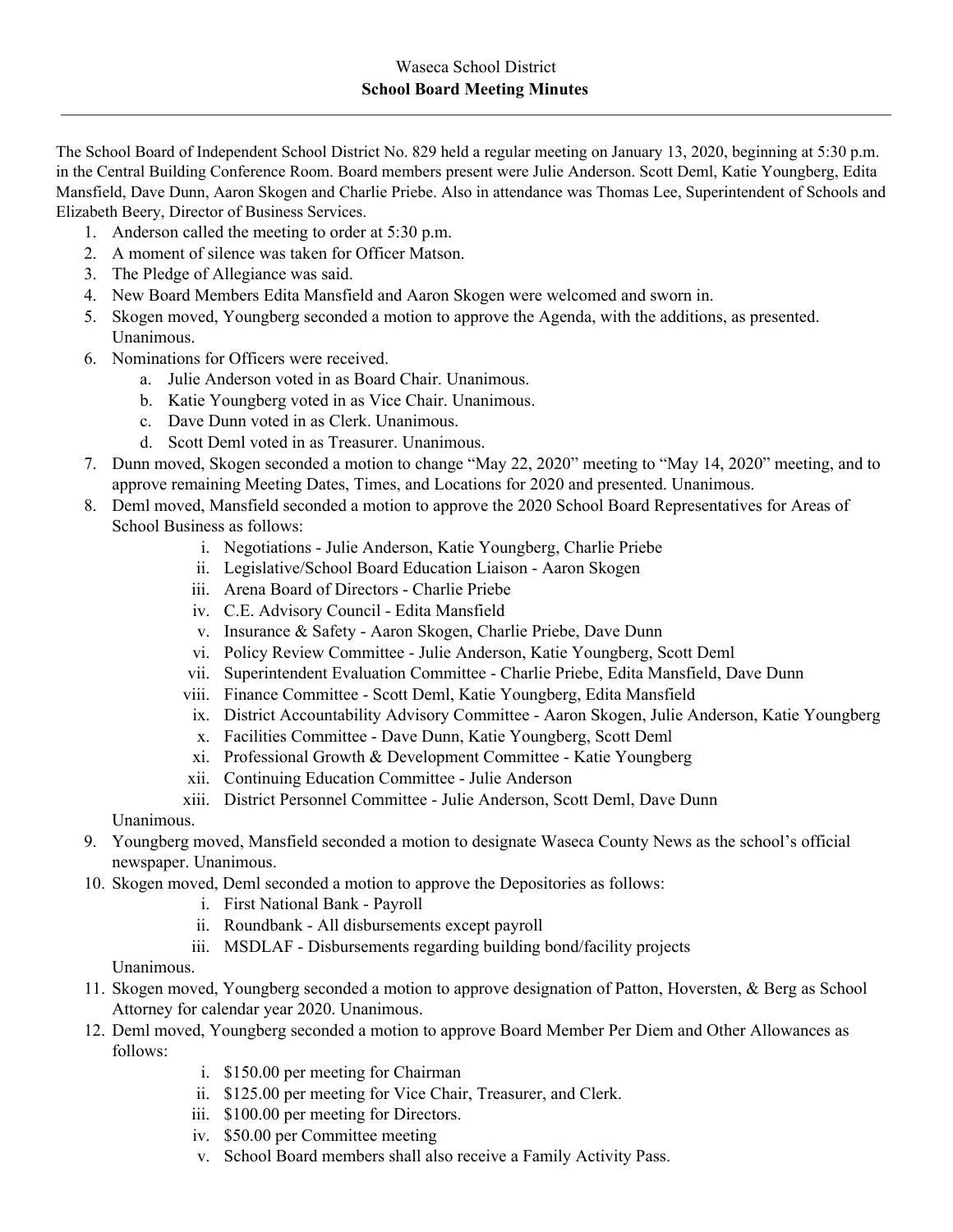Waseca School District

**School Board Meeting Minutes**

---

The School Board of Independent School District No. 829 held a regular meeting on January 13, 2020, beginning at 5:30 p.m. in the Central Building Conference Room. Board members present were Julie Anderson. Scott Deml, Katie Youngberg, Edita Mansfield, Dave Dunn, Aaron Skogen and Charlie Priebe. Also in attendance was Thomas Lee, Superintendent of Schools and Elizabeth Beery, Director of Business Services.

1. Anderson called the meeting to order at 5:30 p.m.
2. A moment of silence was taken for Officer Matson.
3. The Pledge of Allegiance was said.
4. New Board Members Edita Mansfield and Aaron Skogen were welcomed and sworn in.
5. Skogen moved, Youngberg seconded a motion to approve the Agenda, with the additions, as presented. Unanimous.
6. Nominations for Officers were received.
   a. Julie Anderson voted in as Board Chair. Unanimous.
   b. Katie Youngberg voted in as Vice Chair. Unanimous.
   c. Dave Dunn voted in as Clerk. Unanimous.
   d. Scott Deml voted in as Treasurer. Unanimous.
7. Dunn moved, Skogen seconded a motion to change "May 22, 2020" meeting to "May 14, 2020" meeting, and to approve remaining Meeting Dates, Times, and Locations for 2020 and presented. Unanimous.
8. Deml moved, Mansfield seconded a motion to approve the 2020 School Board Representatives for Areas of School Business as follows:
   i. Negotiations - Julie Anderson, Katie Youngberg, Charlie Priebe
   ii. Legislative/School Board Education Liaison - Aaron Skogen
   iii. Arena Board of Directors - Charlie Priebe
   iv. C.E. Advisory Council - Edita Mansfield
   v. Insurance & Safety - Aaron Skogen, Charlie Priebe, Dave Dunn
   vi. Policy Review Committee - Julie Anderson, Katie Youngberg, Scott Deml
   vii. Superintendent Evaluation Committee - Charlie Priebe, Edita Mansfield, Dave Dunn
   viii. Finance Committee - Scott Deml, Katie Youngberg, Edita Mansfield
   ix. District Accountability Advisory Committee - Aaron Skogen, Julie Anderson, Katie Youngberg
   x. Facilities Committee - Dave Dunn, Katie Youngberg, Scott Deml
   xi. Professional Growth & Development Committee - Katie Youngberg
   xii. Continuing Education Committee - Julie Anderson
   xiii. District Personnel Committee - Julie Anderson, Scott Deml, Dave Dunn

   Unanimous.
9. Youngberg moved, Mansfield seconded a motion to designate Waseca County News as the school's official newspaper. Unanimous.
10. Skogen moved, Deml seconded a motion to approve the Depositories as follows:
    i. First National Bank - Payroll
    ii. Roundbank - All disbursements except payroll
    iii. MSDLAF - Disbursements regarding building bond/facility projects

    Unanimous.
11. Skogen moved, Youngberg seconded a motion to approve designation of Patton, Hoversten, & Berg as School Attorney for calendar year 2020. Unanimous.
12. Deml moved, Youngberg seconded a motion to approve Board Member Per Diem and Other Allowances as follows:
    i. $150.00 per meeting for Chairman
    ii. $125.00 per meeting for Vice Chair, Treasurer, and Clerk.
    iii. $100.00 per meeting for Directors.
    iv. $50.00 per Committee meeting
    v. School Board members shall also receive a Family Activity Pass.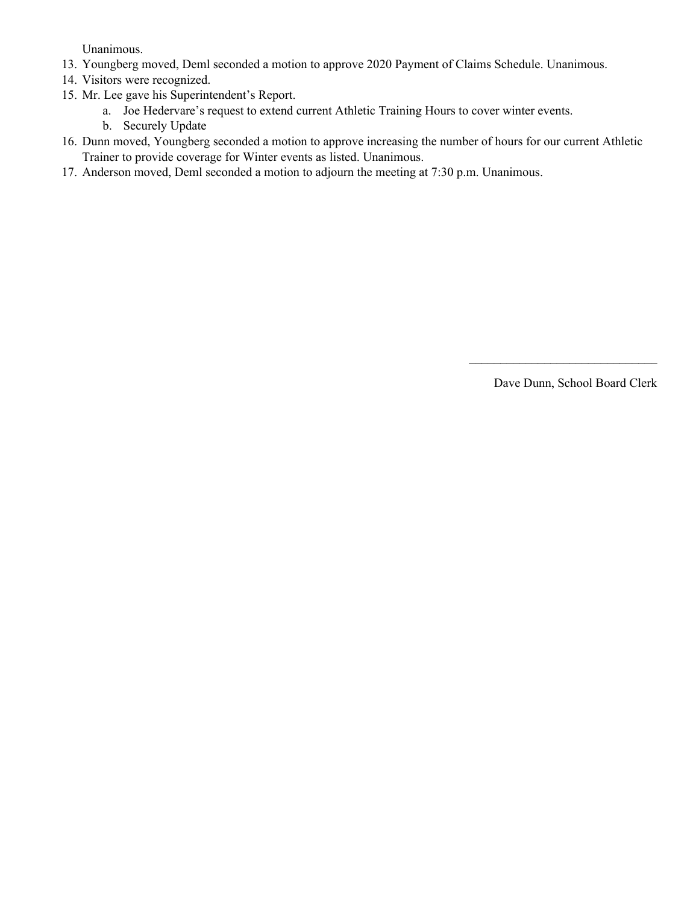Unanimous.

13. Youngberg moved, Deml seconded a motion to approve 2020 Payment of Claims Schedule. Unanimous.
14. Visitors were recognized.
15. Mr. Lee gave his Superintendent's Report.
    a. Joe Hedervare's request to extend current Athletic Training Hours to cover winter events.
    b. Securely Update
16. Dunn moved, Youngberg seconded a motion to approve increasing the number of hours for our current Athletic Trainer to provide coverage for Winter events as listed. Unanimous.
17. Anderson moved, Deml seconded a motion to adjourn the meeting at 7:30 p.m. Unanimous.

\_\_\_\_\_\_\_\_\_\_\_\_\_\_\_\_\_\_\_\_\_\_\_\_\_\_\_\_\_\_

Dave Dunn, School Board Clerk